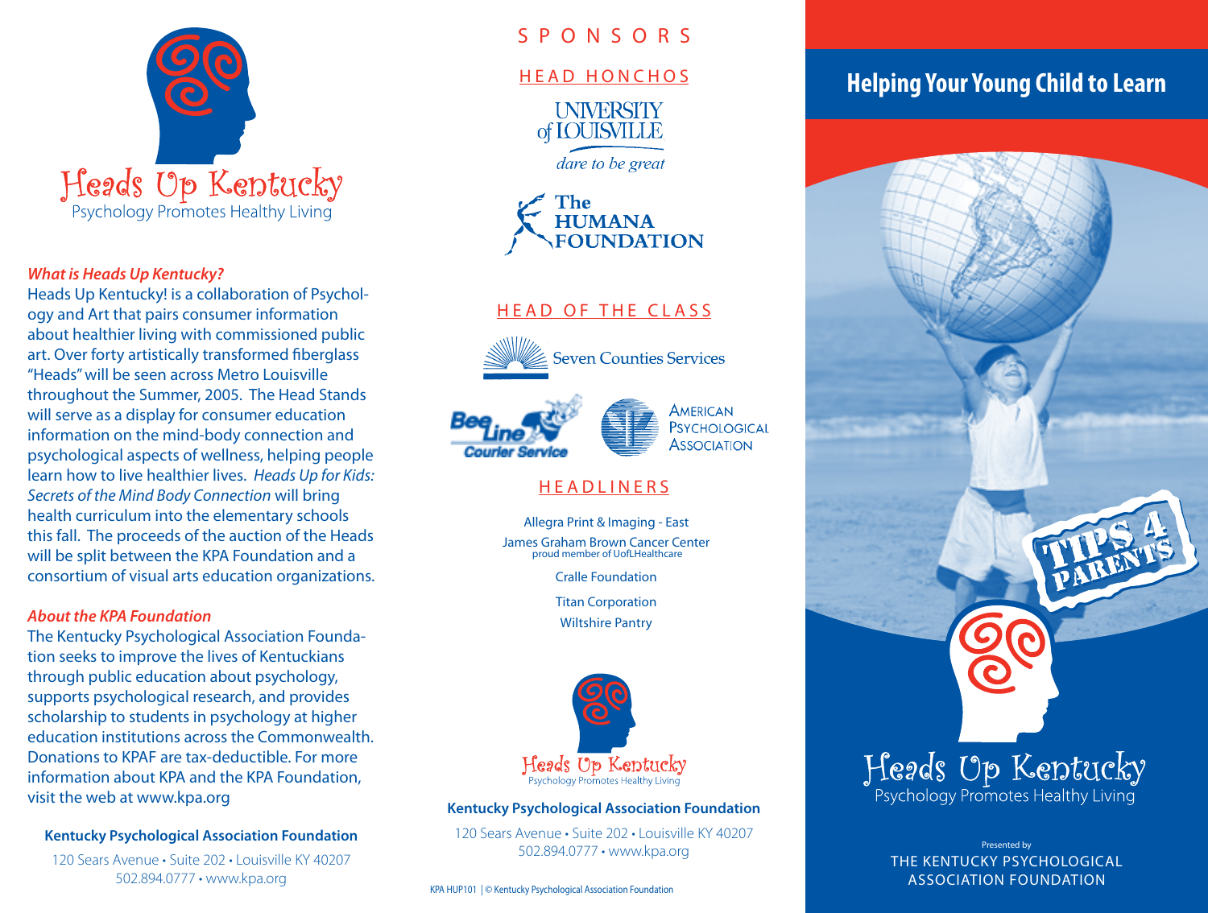# Heads Up Kentucky

Psychology Promotes Healthy Living

***What is Heads Up Kentucky?***

Heads Up Kentucky! is a collaboration of Psychology and Art that pairs consumer information about healthier living with commissioned public art. Over forty artistically transformed fiberglass "Heads" will be seen across Metro Louisville throughout the Summer, 2005. The Head Stands will serve as a display for consumer education information on the mind-body connection and psychological aspects of wellness, helping people learn how to live healthier lives. *Heads Up for Kids: Secrets of the Mind Body Connection* will bring health curriculum into the elementary schools this fall. The proceeds of the auction of the Heads will be split between the KPA Foundation and a consortium of visual arts education organizations.

***About the KPA Foundation***

The Kentucky Psychological Association Foundation seeks to improve the lives of Kentuckians through public education about psychology, supports psychological research, and provides scholarship to students in psychology at higher education institutions across the Commonwealth. Donations to KPAF are tax-deductible. For more information about KPA and the KPA Foundation, visit the web at www.kpa.org

**Kentucky Psychological Association Foundation**

120 Sears Avenue • Suite 202 • Louisville KY 40207
502.894.0777 • www.kpa.org

## SPONSORS

### HEAD HONCHOS

University of Louisville — dare to be great

The Humana Foundation

### HEAD OF THE CLASS

Seven Counties Services

Bee Line Courier Service

American Psychological Association

### HEADLINERS

Allegra Print & Imaging - East

James Graham Brown Cancer Center
proud member of UofLHealthcare

Cralle Foundation

Titan Corporation

Wiltshire Pantry

Heads Up Kentucky — Psychology Promotes Healthy Living

**Kentucky Psychological Association Foundation**

120 Sears Avenue • Suite 202 • Louisville KY 40207
502.894.0777 • www.kpa.org

KPA HUP101 | © Kentucky Psychological Association Foundation

# Helping Your Young Child to Learn

TIPS 4 PARENTS

Heads Up Kentucky

Psychology Promotes Healthy Living

Presented by
THE KENTUCKY PSYCHOLOGICAL ASSOCIATION FOUNDATION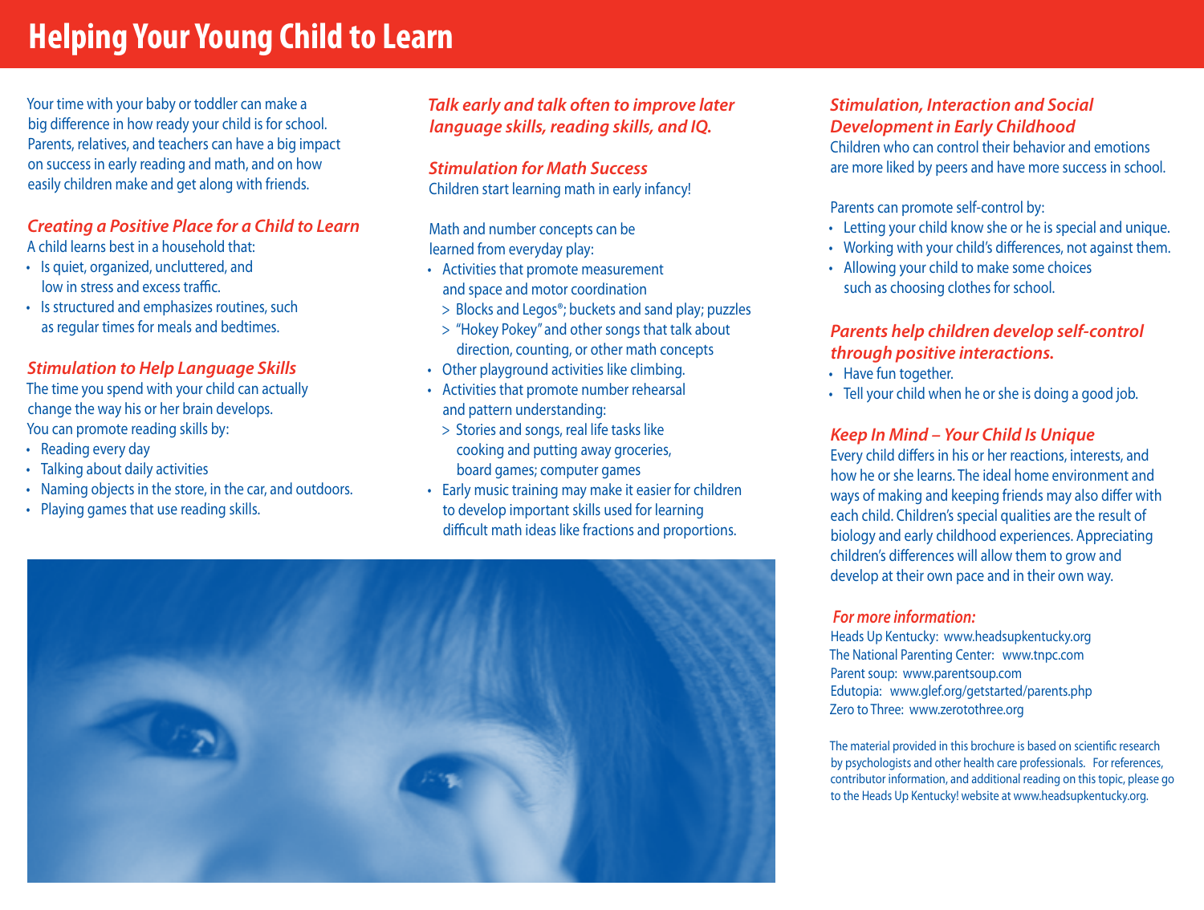# Helping Your Young Child to Learn

Your time with your baby or toddler can make a big difference in how ready your child is for school. Parents, relatives, and teachers can have a big impact on success in early reading and math, and on how easily children make and get along with friends.

### *Creating a Positive Place for a Child to Learn*

A child learns best in a household that:

- Is quiet, organized, uncluttered, and low in stress and excess traffic.
- Is structured and emphasizes routines, such as regular times for meals and bedtimes.

### *Stimulation to Help Language Skills*

The time you spend with your child can actually change the way his or her brain develops.
You can promote reading skills by:

- Reading every day
- Talking about daily activities
- Naming objects in the store, in the car, and outdoors.
- Playing games that use reading skills.

***Talk early and talk often to improve later language skills, reading skills, and IQ.***

### *Stimulation for Math Success*

Children start learning math in early infancy!

Math and number concepts can be learned from everyday play:

- Activities that promote measurement and space and motor coordination
  > Blocks and Legos®; buckets and sand play; puzzles
  > "Hokey Pokey" and other songs that talk about direction, counting, or other math concepts
- Other playground activities like climbing.
- Activities that promote number rehearsal and pattern understanding:
  > Stories and songs, real life tasks like cooking and putting away groceries, board games; computer games
- Early music training may make it easier for children to develop important skills used for learning difficult math ideas like fractions and proportions.

### *Stimulation, Interaction and Social Development in Early Childhood*

Children who can control their behavior and emotions are more liked by peers and have more success in school.

Parents can promote self-control by:

- Letting your child know she or he is special and unique.
- Working with your child's differences, not against them.
- Allowing your child to make some choices such as choosing clothes for school.

### *Parents help children develop self-control through positive interactions.*

- Have fun together.
- Tell your child when he or she is doing a good job.

### *Keep In Mind – Your Child Is Unique*

Every child differs in his or her reactions, interests, and how he or she learns. The ideal home environment and ways of making and keeping friends may also differ with each child. Children's special qualities are the result of biology and early childhood experiences. Appreciating children's differences will allow them to grow and develop at their own pace and in their own way.

### *For more information:*

Heads Up Kentucky: www.headsupkentucky.org
The National Parenting Center: www.tnpc.com
Parent soup: www.parentsoup.com
Edutopia: www.glef.org/getstarted/parents.php
Zero to Three: www.zerotothree.org

The material provided in this brochure is based on scientific research by psychologists and other health care professionals. For references, contributor information, and additional reading on this topic, please go to the Heads Up Kentucky! website at www.headsupkentucky.org.